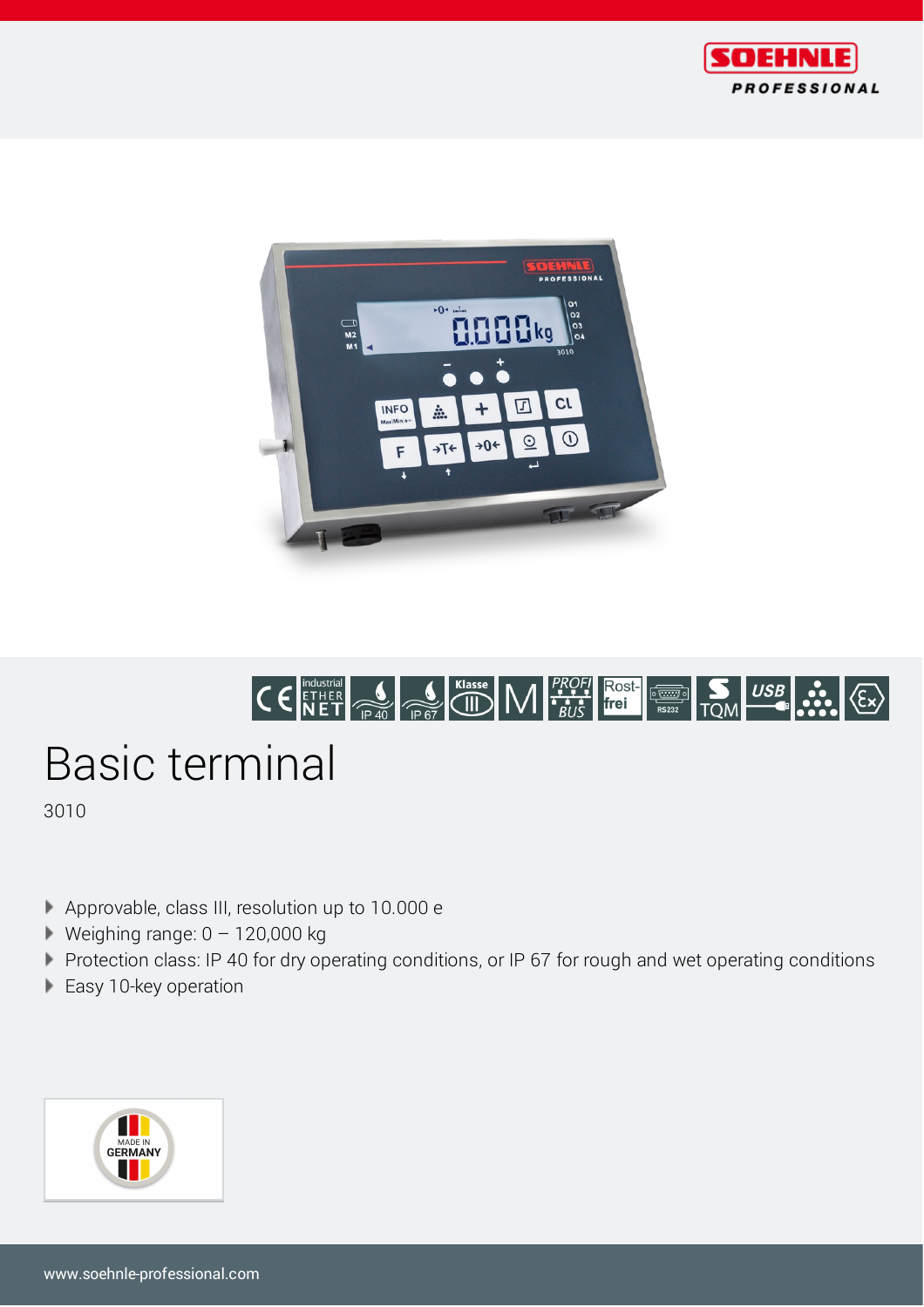# Basic terminal

3010

- Approvable, class III, resolution up to 10.000 e
- Weighing range: 0 – 120,000 kg
- Protection class: IP 40 for dry operating conditions, or IP 67 for rough and wet operating conditions
- Easy 10-key operation

MADE IN GERMANY

www.soehnle-professional.com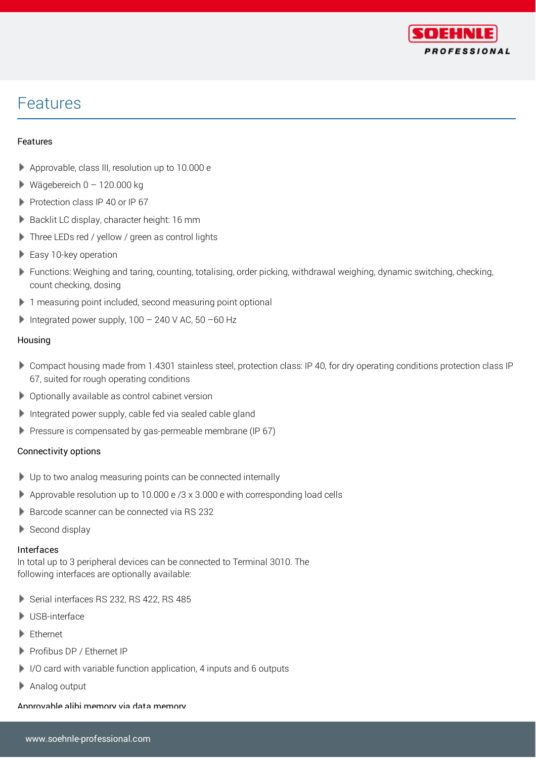# Features

### Features

- Approvable, class III, resolution up to 10.000 e
- Wägebereich 0 – 120.000 kg
- Protection class IP 40 or IP 67
- Backlit LC display, character height: 16 mm
- Three LEDs red / yellow / green as control lights
- Easy 10-key operation
- Functions: Weighing and taring, counting, totalising, order picking, withdrawal weighing, dynamic switching, checking, count checking, dosing
- 1 measuring point included, second measuring point optional
- Integrated power supply, 100 – 240 V AC, 50 –60 Hz

### Housing

- Compact housing made from 1.4301 stainless steel, protection class: IP 40, for dry operating conditions protection class IP 67, suited for rough operating conditions
- Optionally available as control cabinet version
- Integrated power supply, cable fed via sealed cable gland
- Pressure is compensated by gas-permeable membrane (IP 67)

### Connectivity options

- Up to two analog measuring points can be connected internally
- Approvable resolution up to 10.000 e /3 x 3.000 e with corresponding load cells
- Barcode scanner can be connected via RS 232
- Second display

### Interfaces

In total up to 3 peripheral devices can be connected to Terminal 3010. The following interfaces are optionally available:

- Serial interfaces RS 232, RS 422, RS 485
- USB-interface
- Ethernet
- Profibus DP / Ethernet IP
- I/O card with variable function application, 4 inputs and 6 outputs
- Analog output

Approvable alibi memory via data memory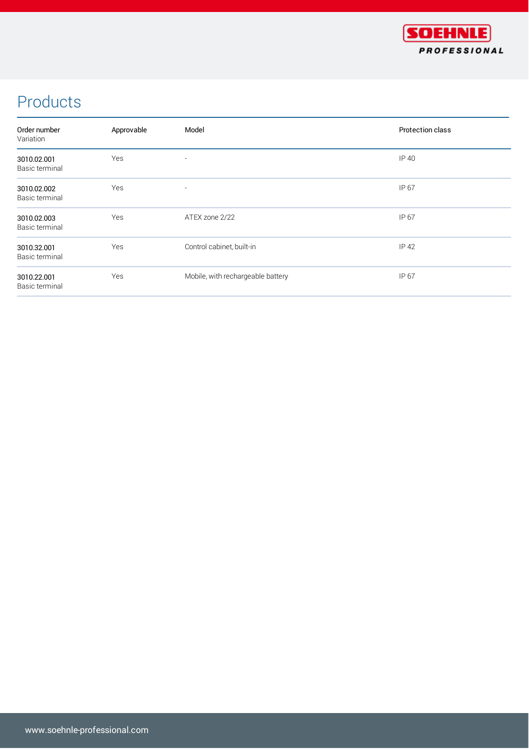# Products

| Order number<br>Variation | Approvable | Model | Protection class |
|---|---|---|---|
| 3010.02.001<br>Basic terminal | Yes | - | IP 40 |
| 3010.02.002<br>Basic terminal | Yes | - | IP 67 |
| 3010.02.003<br>Basic terminal | Yes | ATEX zone 2/22 | IP 67 |
| 3010.32.001<br>Basic terminal | Yes | Control cabinet, built-in | IP 42 |
| 3010.22.001<br>Basic terminal | Yes | Mobile, with rechargeable battery | IP 67 |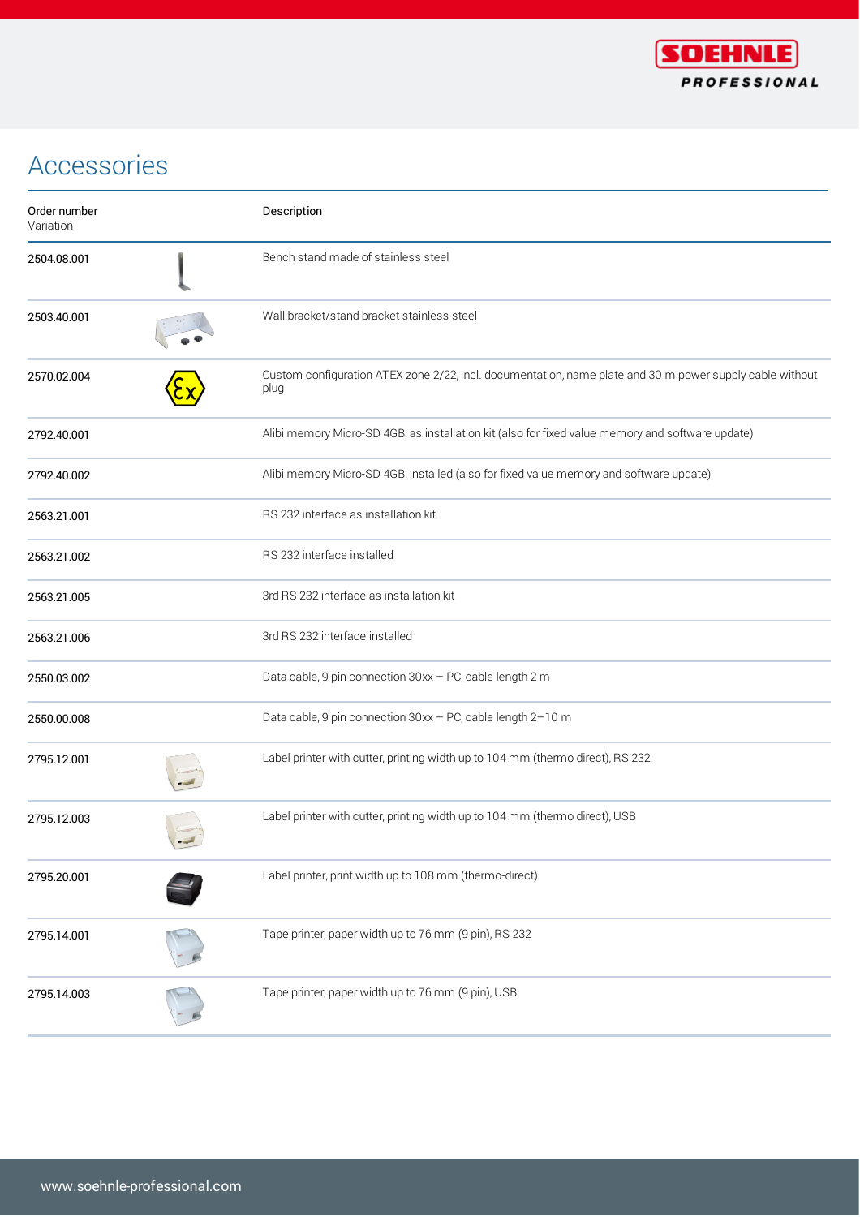## Accessories

| Order number<br>Variation | Description |
|---|---|
| 2504.08.001 | Bench stand made of stainless steel |
| 2503.40.001 | Wall bracket/stand bracket stainless steel |
| 2570.02.004 | Custom configuration ATEX zone 2/22, incl. documentation, name plate and 30 m power supply cable without plug |
| 2792.40.001 | Alibi memory Micro-SD 4GB, as installation kit (also for fixed value memory and software update) |
| 2792.40.002 | Alibi memory Micro-SD 4GB, installed (also for fixed value memory and software update) |
| 2563.21.001 | RS 232 interface as installation kit |
| 2563.21.002 | RS 232 interface installed |
| 2563.21.005 | 3rd RS 232 interface as installation kit |
| 2563.21.006 | 3rd RS 232 interface installed |
| 2550.03.002 | Data cable, 9 pin connection 30xx – PC, cable length 2 m |
| 2550.00.008 | Data cable, 9 pin connection 30xx – PC, cable length 2–10 m |
| 2795.12.001 | Label printer with cutter, printing width up to 104 mm (thermo direct), RS 232 |
| 2795.12.003 | Label printer with cutter, printing width up to 104 mm (thermo direct), USB |
| 2795.20.001 | Label printer, print width up to 108 mm (thermo-direct) |
| 2795.14.001 | Tape printer, paper width up to 76 mm (9 pin), RS 232 |
| 2795.14.003 | Tape printer, paper width up to 76 mm (9 pin), USB |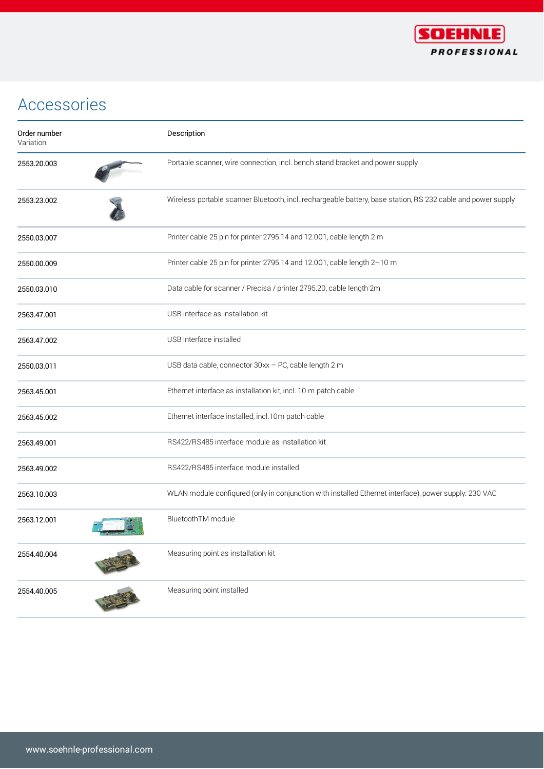# Accessories

| Order number<br>Variation | Description |
| --- | --- |
| 2553.20.003 | Portable scanner, wire connection, incl. bench stand bracket and power supply |
| 2553.23.002 | Wireless portable scanner Bluetooth, incl. rechargeable battery, base station, RS 232 cable and power supply |
| 2550.03.007 | Printer cable 25 pin for printer 2795.14 and 12.001, cable length 2 m |
| 2550.00.009 | Printer cable 25 pin for printer 2795.14 and 12.001, cable length 2–10 m |
| 2550.03.010 | Data cable for scanner / Precisa / printer 2795.20, cable length 2m |
| 2563.47.001 | USB interface as installation kit |
| 2563.47.002 | USB interface installed |
| 2550.03.011 | USB data cable, connector 30xx – PC, cable length 2 m |
| 2563.45.001 | Ethernet interface as installation kit, incl. 10 m patch cable |
| 2563.45.002 | Ethernet interface installed, incl.10m patch cable |
| 2563.49.001 | RS422/RS485 interface module as installation kit |
| 2563.49.002 | RS422/RS485 interface module installed |
| 2563.10.003 | WLAN module configured (only in conjunction with installed Ethernet interface), power supply: 230 VAC |
| 2563.12.001 | BluetoothTM module |
| 2554.40.004 | Measuring point as installation kit |
| 2554.40.005 | Measuring point installed |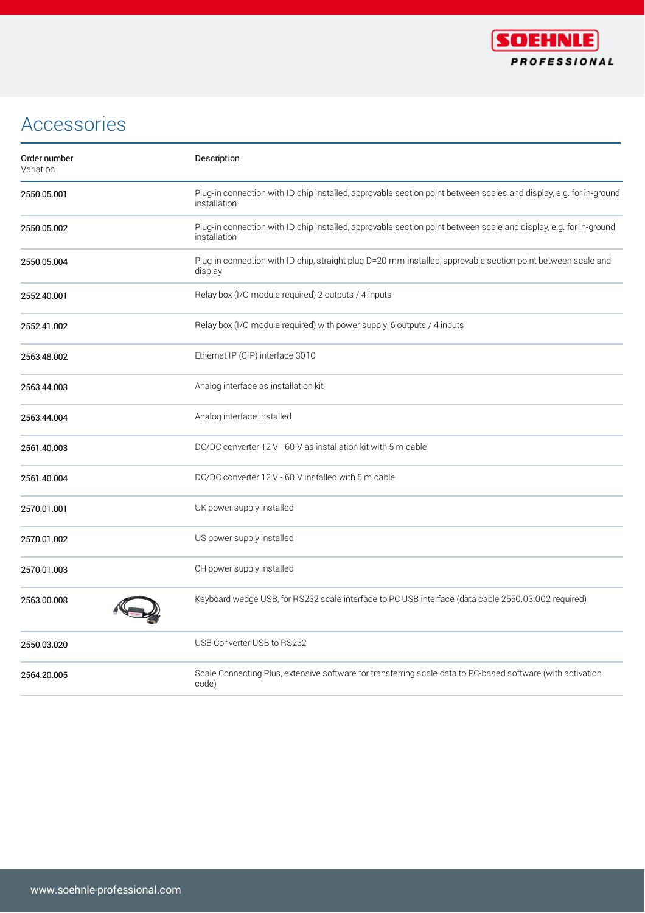# Accessories

| Order number<br>Variation | Description |
|---|---|
| 2550.05.001 | Plug-in connection with ID chip installed, approvable section point between scales and display, e.g. for in-ground installation |
| 2550.05.002 | Plug-in connection with ID chip installed, approvable section point between scale and display, e.g. for in-ground installation |
| 2550.05.004 | Plug-in connection with ID chip, straight plug D=20 mm installed, approvable section point between scale and display |
| 2552.40.001 | Relay box (I/O module required) 2 outputs / 4 inputs |
| 2552.41.002 | Relay box (I/O module required) with power supply, 6 outputs / 4 inputs |
| 2563.48.002 | Ethernet IP (CIP) interface 3010 |
| 2563.44.003 | Analog interface as installation kit |
| 2563.44.004 | Analog interface installed |
| 2561.40.003 | DC/DC converter 12 V - 60 V as installation kit with 5 m cable |
| 2561.40.004 | DC/DC converter 12 V - 60 V installed with 5 m cable |
| 2570.01.001 | UK power supply installed |
| 2570.01.002 | US power supply installed |
| 2570.01.003 | CH power supply installed |
| 2563.00.008 | Keyboard wedge USB, for RS232 scale interface to PC USB interface (data cable 2550.03.002 required) |
| 2550.03.020 | USB Converter USB to RS232 |
| 2564.20.005 | Scale Connecting Plus, extensive software for transferring scale data to PC-based software (with activation code) |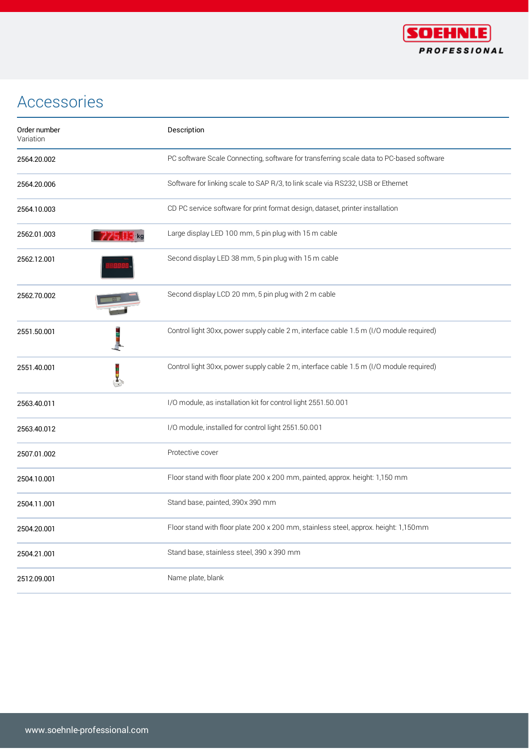# Accessories

| Order number<br>Variation | Description |
| --- | --- |
| 2564.20.002 | PC software Scale Connecting, software for transferring scale data to PC-based software |
| 2564.20.006 | Software for linking scale to SAP R/3, to link scale via RS232, USB or Ethernet |
| 2564.10.003 | CD PC service software for print format design, dataset, printer installation |
| 2562.01.003 | Large display LED 100 mm, 5 pin plug with 15 m cable |
| 2562.12.001 | Second display LED 38 mm, 5 pin plug with 15 m cable |
| 2562.70.002 | Second display LCD 20 mm, 5 pin plug with 2 m cable |
| 2551.50.001 | Control light 30xx, power supply cable 2 m, interface cable 1.5 m (I/O module required) |
| 2551.40.001 | Control light 30xx, power supply cable 2 m, interface cable 1.5 m (I/O module required) |
| 2563.40.011 | I/O module, as installation kit for control light 2551.50.001 |
| 2563.40.012 | I/O module, installed for control light 2551.50.001 |
| 2507.01.002 | Protective cover |
| 2504.10.001 | Floor stand with floor plate 200 x 200 mm, painted, approx. height: 1,150 mm |
| 2504.11.001 | Stand base, painted, 390x 390 mm |
| 2504.20.001 | Floor stand with floor plate 200 x 200 mm, stainless steel, approx. height: 1,150mm |
| 2504.21.001 | Stand base, stainless steel, 390 x 390 mm |
| 2512.09.001 | Name plate, blank |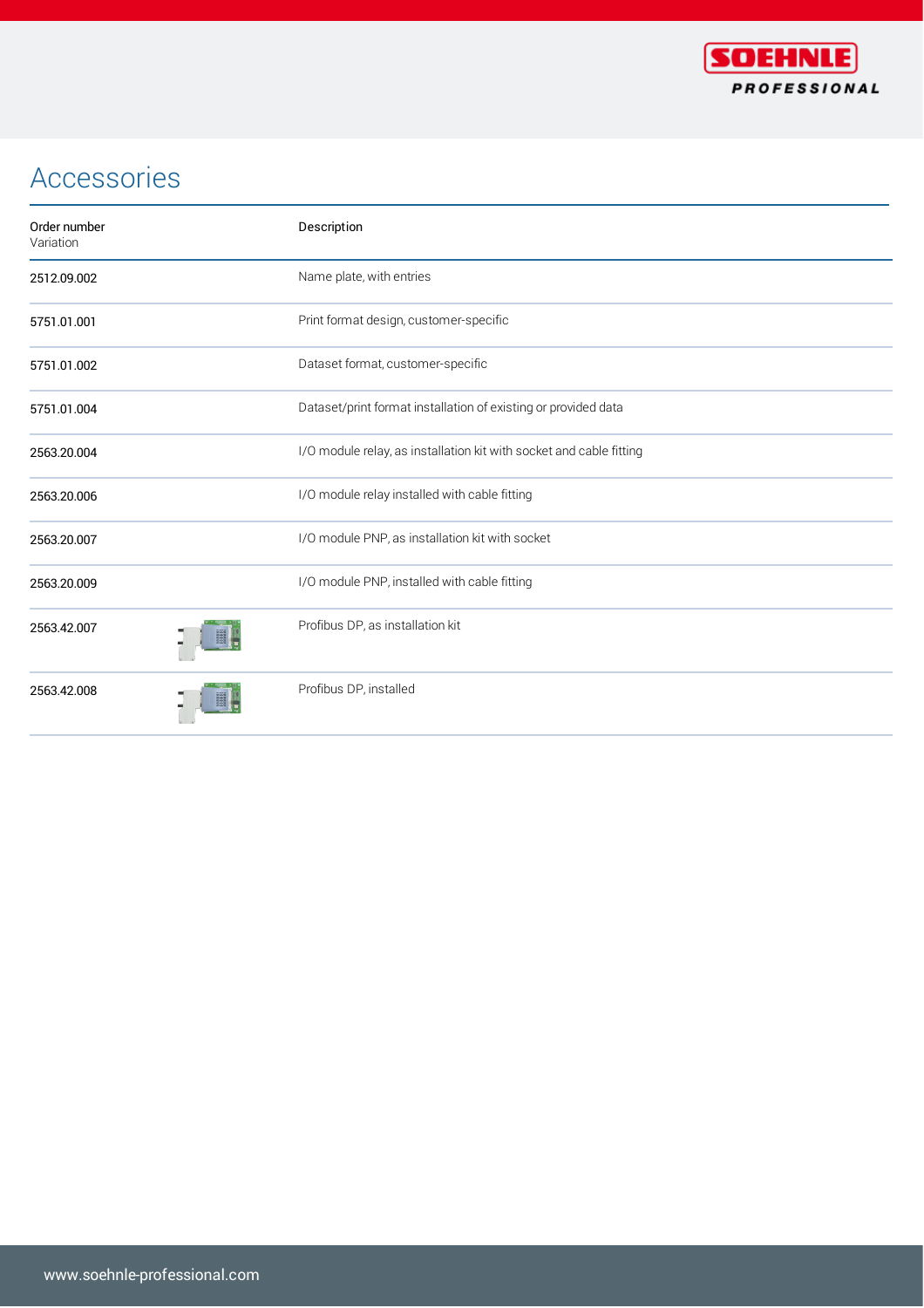## Accessories

| Order number<br>Variation | Description |
|---|---|
| 2512.09.002 | Name plate, with entries |
| 5751.01.001 | Print format design, customer-specific |
| 5751.01.002 | Dataset format, customer-specific |
| 5751.01.004 | Dataset/print format installation of existing or provided data |
| 2563.20.004 | I/O module relay, as installation kit with socket and cable fitting |
| 2563.20.006 | I/O module relay installed with cable fitting |
| 2563.20.007 | I/O module PNP, as installation kit with socket |
| 2563.20.009 | I/O module PNP, installed with cable fitting |
| 2563.42.007 | Profibus DP, as installation kit |
| 2563.42.008 | Profibus DP, installed |

www.soehnle-professional.com